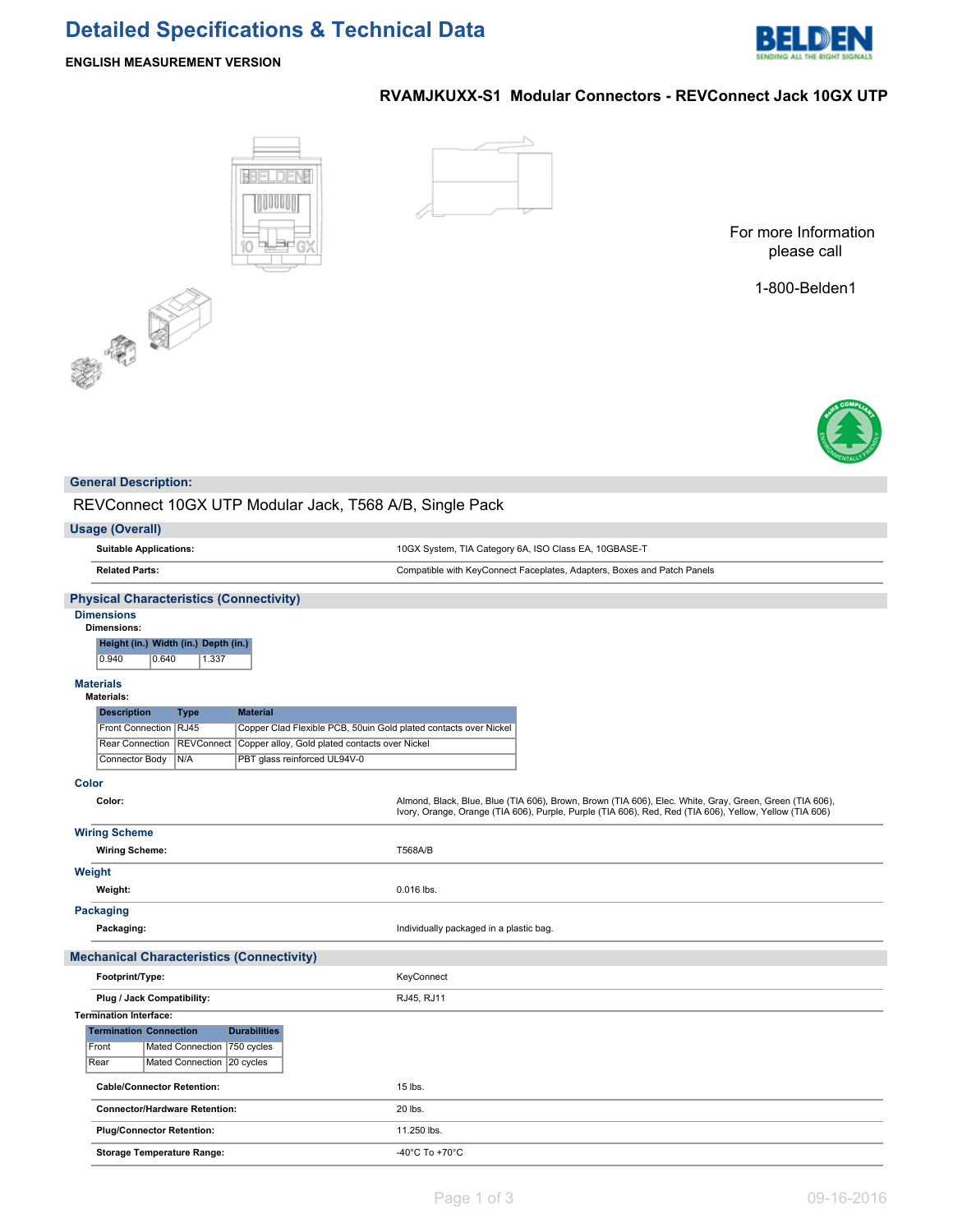# Detailed Specifications & Technical Data

**ENGLISH MEASUREMENT VERSION**

## RVAMJKUXX-S1 Modular Connectors - REVConnect Jack 10GX UTP

For more Information please call

1-800-Belden1

## General Description:

REVConnect 10GX UTP Modular Jack, T568 A/B, Single Pack

## Usage (Overall)

| | |
|---|---|
| **Suitable Applications:** | 10GX System, TIA Category 6A, ISO Class EA, 10GBASE-T |
| **Related Parts:** | Compatible with KeyConnect Faceplates, Adapters, Boxes and Patch Panels |

## Physical Characteristics (Connectivity)

### Dimensions

**Dimensions:**

| Height (in.) | Width (in.) | Depth (in.) |
|---|---|---|
| 0.940 | 0.640 | 1.337 |

### Materials

**Materials:**

| Description | Type | Material |
|---|---|---|
| Front Connection | RJ45 | Copper Clad Flexible PCB, 50uin Gold plated contacts over Nickel |
| Rear Connection | REVConnect | Copper alloy, Gold plated contacts over Nickel |
| Connector Body | N/A | PBT glass reinforced UL94V-0 |

### Color

| | |
|---|---|
| **Color:** | Almond, Black, Blue, Blue (TIA 606), Brown, Brown (TIA 606), Elec. White, Gray, Green, Green (TIA 606), Ivory, Orange, Orange (TIA 606), Purple, Purple (TIA 606), Red, Red (TIA 606), Yellow, Yellow (TIA 606) |

### Wiring Scheme

| | |
|---|---|
| **Wiring Scheme:** | T568A/B |

### Weight

| | |
|---|---|
| **Weight:** | 0.016 lbs. |

### Packaging

| | |
|---|---|
| **Packaging:** | Individually packaged in a plastic bag. |

## Mechanical Characteristics (Connectivity)

| | |
|---|---|
| **Footprint/Type:** | KeyConnect |
| **Plug / Jack Compatibility:** | RJ45, RJ11 |

**Termination Interface:**

| Termination | Connection | Durabilities |
|---|---|---|
| Front | Mated Connection | 750 cycles |
| Rear | Mated Connection | 20 cycles |

| | |
|---|---|
| **Cable/Connector Retention:** | 15 lbs. |
| **Connector/Hardware Retention:** | 20 lbs. |
| **Plug/Connector Retention:** | 11.250 lbs. |
| **Storage Temperature Range:** | -40°C To +70°C |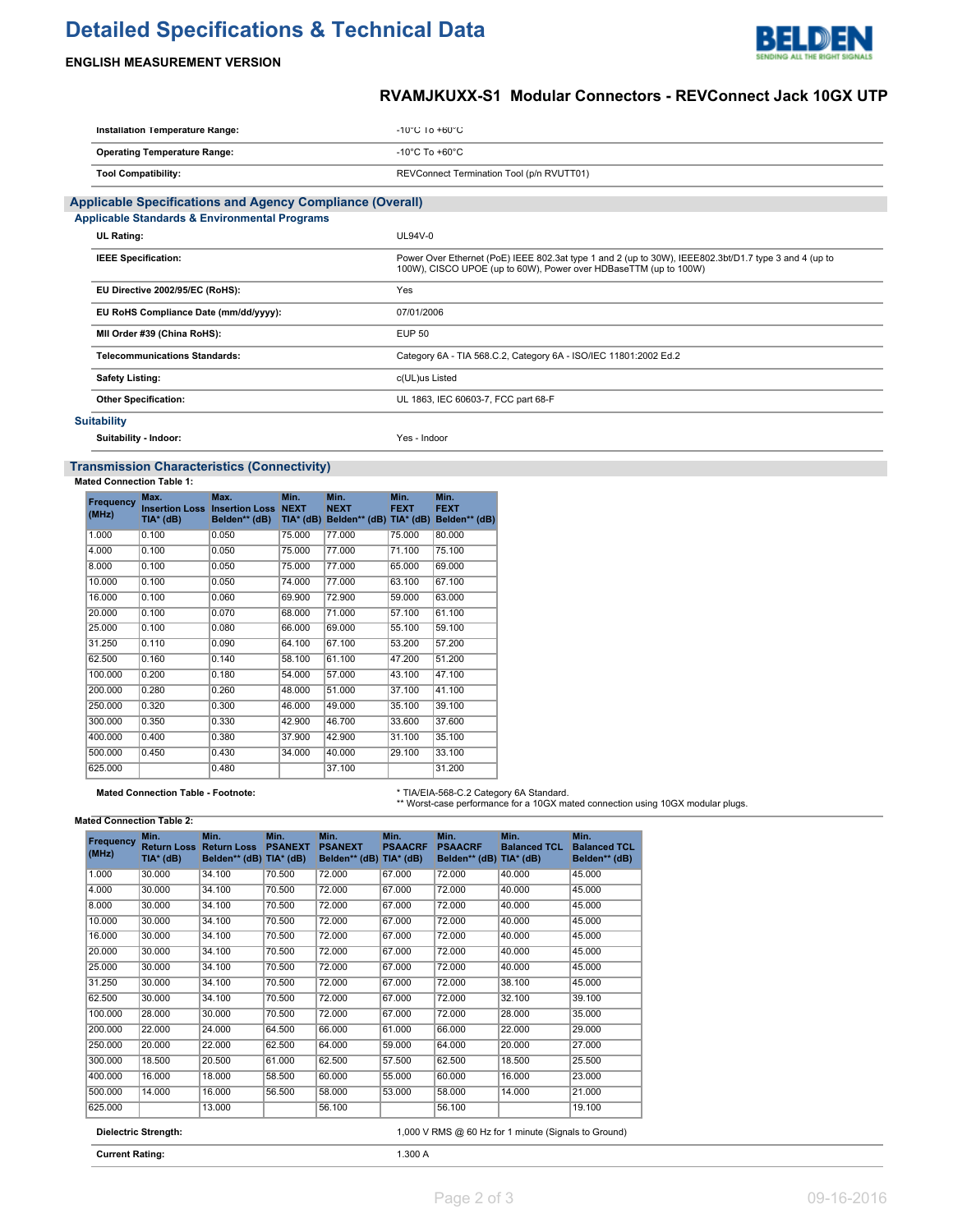# Detailed Specifications & Technical Data

**ENGLISH MEASUREMENT VERSION**

## RVAMJKUXX-S1 Modular Connectors - REVConnect Jack 10GX UTP

| | |
|---|---|
| **Installation Temperature Range:** | -10°C To +60°C |
| **Operating Temperature Range:** | -10°C To +60°C |
| **Tool Compatibility:** | REVConnect Termination Tool (p/n RVUTT01) |

## Applicable Specifications and Agency Compliance (Overall)

### Applicable Standards & Environmental Programs

| | |
|---|---|
| **UL Rating:** | UL94V-0 |
| **IEEE Specification:** | Power Over Ethernet (PoE) IEEE 802.3at type 1 and 2 (up to 30W), IEEE802.3bt/D1.7 type 3 and 4 (up to 100W), CISCO UPOE (up to 60W), Power over HDBaseTTM (up to 100W) |
| **EU Directive 2002/95/EC (RoHS):** | Yes |
| **EU RoHS Compliance Date (mm/dd/yyyy):** | 07/01/2006 |
| **MII Order #39 (China RoHS):** | EUP 50 |
| **Telecommunications Standards:** | Category 6A - TIA 568.C.2, Category 6A - ISO/IEC 11801:2002 Ed.2 |
| **Safety Listing:** | c(UL)us Listed |
| **Other Specification:** | UL 1863, IEC 60603-7, FCC part 68-F |

### Suitability

| | |
|---|---|
| **Suitability - Indoor:** | Yes - Indoor |

## Transmission Characteristics (Connectivity)

**Mated Connection Table 1:**

| Frequency (MHz) | Max. Insertion Loss TIA* (dB) | Max. Insertion Loss Belden** (dB) | Min. NEXT TIA* (dB) | Min. NEXT Belden** (dB) | Min. FEXT TIA* (dB) | Min. FEXT Belden** (dB) |
|---|---|---|---|---|---|---|
| 1.000 | 0.100 | 0.050 | 75.000 | 77.000 | 75.000 | 80.000 |
| 4.000 | 0.100 | 0.050 | 75.000 | 77.000 | 71.100 | 75.100 |
| 8.000 | 0.100 | 0.050 | 75.000 | 77.000 | 65.000 | 69.000 |
| 10.000 | 0.100 | 0.050 | 74.000 | 77.000 | 63.100 | 67.100 |
| 16.000 | 0.100 | 0.060 | 69.900 | 72.900 | 59.000 | 63.000 |
| 20.000 | 0.100 | 0.070 | 68.000 | 71.000 | 57.100 | 61.100 |
| 25.000 | 0.100 | 0.080 | 66.000 | 69.000 | 55.100 | 59.100 |
| 31.250 | 0.110 | 0.090 | 64.100 | 67.100 | 53.200 | 57.200 |
| 62.500 | 0.160 | 0.140 | 58.100 | 61.100 | 47.200 | 51.200 |
| 100.000 | 0.200 | 0.180 | 54.000 | 57.000 | 43.100 | 47.100 |
| 200.000 | 0.280 | 0.260 | 48.000 | 51.000 | 37.100 | 41.100 |
| 250.000 | 0.320 | 0.300 | 46.000 | 49.000 | 35.100 | 39.100 |
| 300.000 | 0.350 | 0.330 | 42.900 | 46.700 | 33.600 | 37.600 |
| 400.000 | 0.400 | 0.380 | 37.900 | 42.900 | 31.100 | 35.100 |
| 500.000 | 0.450 | 0.430 | 34.000 | 40.000 | 29.100 | 33.100 |
| 625.000 | | 0.480 | | 37.100 | | 31.200 |

| | |
|---|---|
| **Mated Connection Table - Footnote:** | * TIA/EIA-568-C.2 Category 6A Standard.<br>** Worst-case performance for a 10GX mated connection using 10GX modular plugs. |

**Mated Connection Table 2:**

| Frequency (MHz) | Min. Return Loss TIA* (dB) | Min. Return Loss Belden** (dB) | Min. PSANEXT TIA* (dB) | Min. PSANEXT Belden** (dB) | Min. PSAACRF TIA* (dB) | Min. PSAACRF Belden** (dB) | Min. Balanced TCL TIA* (dB) | Min. Balanced TCL Belden** (dB) |
|---|---|---|---|---|---|---|---|---|
| 1.000 | 30.000 | 34.100 | 70.500 | 72.000 | 67.000 | 72.000 | 40.000 | 45.000 |
| 4.000 | 30.000 | 34.100 | 70.500 | 72.000 | 67.000 | 72.000 | 40.000 | 45.000 |
| 8.000 | 30.000 | 34.100 | 70.500 | 72.000 | 67.000 | 72.000 | 40.000 | 45.000 |
| 10.000 | 30.000 | 34.100 | 70.500 | 72.000 | 67.000 | 72.000 | 40.000 | 45.000 |
| 16.000 | 30.000 | 34.100 | 70.500 | 72.000 | 67.000 | 72.000 | 40.000 | 45.000 |
| 20.000 | 30.000 | 34.100 | 70.500 | 72.000 | 67.000 | 72.000 | 40.000 | 45.000 |
| 25.000 | 30.000 | 34.100 | 70.500 | 72.000 | 67.000 | 72.000 | 40.000 | 45.000 |
| 31.250 | 30.000 | 34.100 | 70.500 | 72.000 | 67.000 | 72.000 | 38.100 | 45.000 |
| 62.500 | 30.000 | 34.100 | 70.500 | 72.000 | 67.000 | 72.000 | 32.100 | 39.100 |
| 100.000 | 28.000 | 30.000 | 70.500 | 72.000 | 67.000 | 72.000 | 28.000 | 35.000 |
| 200.000 | 22.000 | 24.000 | 64.500 | 66.000 | 61.000 | 66.000 | 22.000 | 29.000 |
| 250.000 | 20.000 | 22.000 | 62.500 | 64.000 | 59.000 | 64.000 | 20.000 | 27.000 |
| 300.000 | 18.500 | 20.500 | 61.000 | 62.500 | 57.500 | 62.500 | 18.500 | 25.500 |
| 400.000 | 16.000 | 18.000 | 58.500 | 60.000 | 55.000 | 60.000 | 16.000 | 23.000 |
| 500.000 | 14.000 | 16.000 | 56.500 | 58.000 | 53.000 | 58.000 | 14.000 | 21.000 |
| 625.000 | | 13.000 | | 56.100 | | 56.100 | | 19.100 |

| | |
|---|---|
| **Dielectric Strength:** | 1,000 V RMS @ 60 Hz for 1 minute (Signals to Ground) |
| **Current Rating:** | 1.300 A |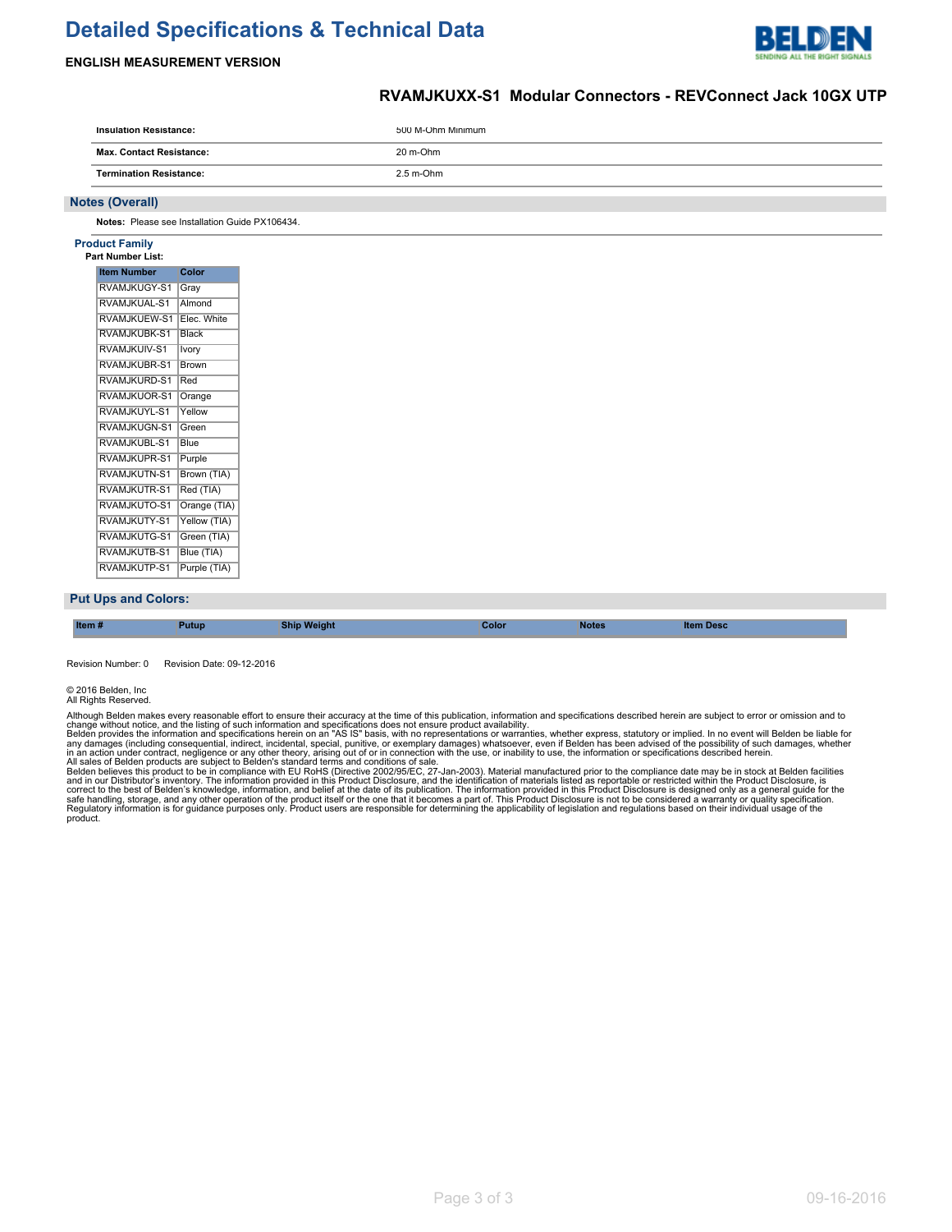# Detailed Specifications & Technical Data

**ENGLISH MEASUREMENT VERSION**

## RVAMJKUXX-S1 Modular Connectors - REVConnect Jack 10GX UTP

| | |
|---|---|
| **Insulation Resistance:** | 500 M-Ohm Minimum |
| **Max. Contact Resistance:** | 20 m-Ohm |
| **Termination Resistance:** | 2.5 m-Ohm |

### Notes (Overall)

**Notes:** Please see Installation Guide PX106434.

### Product Family

**Part Number List:**

| Item Number | Color |
|---|---|
| RVAMJKUGY-S1 | Gray |
| RVAMJKUAL-S1 | Almond |
| RVAMJKUEW-S1 | Elec. White |
| RVAMJKUBK-S1 | Black |
| RVAMJKUIV-S1 | Ivory |
| RVAMJKUBR-S1 | Brown |
| RVAMJKURD-S1 | Red |
| RVAMJKUOR-S1 | Orange |
| RVAMJKUYL-S1 | Yellow |
| RVAMJKUGN-S1 | Green |
| RVAMJKUBL-S1 | Blue |
| RVAMJKUPR-S1 | Purple |
| RVAMJKUTN-S1 | Brown (TIA) |
| RVAMJKUTR-S1 | Red (TIA) |
| RVAMJKUTO-S1 | Orange (TIA) |
| RVAMJKUTY-S1 | Yellow (TIA) |
| RVAMJKUTG-S1 | Green (TIA) |
| RVAMJKUTB-S1 | Blue (TIA) |
| RVAMJKUTP-S1 | Purple (TIA) |

### Put Ups and Colors:

| Item # | Putup | Ship Weight | Color | Notes | Item Desc |
|---|---|---|---|---|---|

Revision Number: 0 Revision Date: 09-12-2016

© 2016 Belden, Inc
All Rights Reserved.

Although Belden makes every reasonable effort to ensure their accuracy at the time of this publication, information and specifications described herein are subject to error or omission and to change without notice, and the listing of such information and specifications does not ensure product availability.
Belden provides the information and specifications herein on an "AS IS" basis, with no representations or warranties, whether express, statutory or implied. In no event will Belden be liable for any damages (including consequential, indirect, incidental, special, punitive, or exemplary damages) whatsoever, even if Belden has been advised of the possibility of such damages, whether in an action under contract, negligence or any other theory, arising out of or in connection with the use, or inability to use, the information or specifications described herein.
All sales of Belden products are subject to Belden's standard terms and conditions of sale.
Belden believes this product to be in compliance with EU RoHS (Directive 2002/95/EC, 27-Jan-2003). Material manufactured prior to the compliance date may be in stock at Belden facilities and in our Distributor's inventory. The information provided in this Product Disclosure, and the identification of materials listed as reportable or restricted within the Product Disclosure, is correct to the best of Belden's knowledge, information, and belief at the date of its publication. The information provided in this Product Disclosure is designed only as a general guide for the safe handling, storage, and any other operation of the product itself or the one that it becomes a part of. This Product Disclosure is not to be considered a warranty or quality specification. Regulatory information is for guidance purposes only. Product users are responsible for determining the applicability of legislation and regulations based on their individual usage of the product.